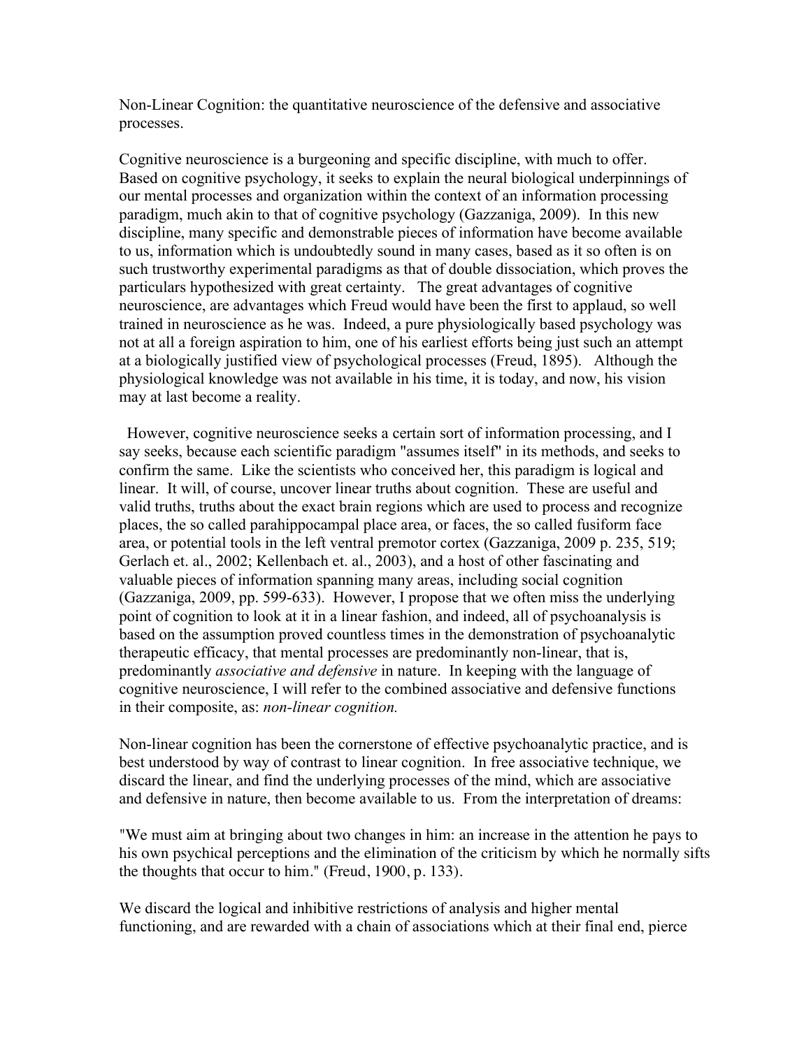Non-Linear Cognition: the quantitative neuroscience of the defensive and associative processes.

Cognitive neuroscience is a burgeoning and specific discipline, with much to offer. Based on cognitive psychology, it seeks to explain the neural biological underpinnings of our mental processes and organization within the context of an information processing paradigm, much akin to that of cognitive psychology (Gazzaniga, 2009). In this new discipline, many specific and demonstrable pieces of information have become available to us, information which is undoubtedly sound in many cases, based as it so often is on such trustworthy experimental paradigms as that of double dissociation, which proves the particulars hypothesized with great certainty. The great advantages of cognitive neuroscience, are advantages which Freud would have been the first to applaud, so well trained in neuroscience as he was. Indeed, a pure physiologically based psychology was not at all a foreign aspiration to him, one of his earliest efforts being just such an attempt at a biologically justified view of psychological processes (Freud, 1895). Although the physiological knowledge was not available in his time, it is today, and now, his vision may at last become a reality.

However, cognitive neuroscience seeks a certain sort of information processing, and I say seeks, because each scientific paradigm "assumes itself" in its methods, and seeks to confirm the same. Like the scientists who conceived her, this paradigm is logical and linear. It will, of course, uncover linear truths about cognition. These are useful and valid truths, truths about the exact brain regions which are used to process and recognize places, the so called parahippocampal place area, or faces, the so called fusiform face area, or potential tools in the left ventral premotor cortex (Gazzaniga, 2009 p. 235, 519; Gerlach et. al., 2002; Kellenbach et. al., 2003), and a host of other fascinating and valuable pieces of information spanning many areas, including social cognition (Gazzaniga, 2009, pp. 599-633). However, I propose that we often miss the underlying point of cognition to look at it in a linear fashion, and indeed, all of psychoanalysis is based on the assumption proved countless times in the demonstration of psychoanalytic therapeutic efficacy, that mental processes are predominantly non-linear, that is, predominantly *associative and defensive* in nature. In keeping with the language of cognitive neuroscience, I will refer to the combined associative and defensive functions in their composite, as: *non-linear cognition.*

Non-linear cognition has been the cornerstone of effective psychoanalytic practice, and is best understood by way of contrast to linear cognition. In free associative technique, we discard the linear, and find the underlying processes of the mind, which are associative and defensive in nature, then become available to us. From the interpretation of dreams:

"We must aim at bringing about two changes in him: an increase in the attention he pays to his own psychical perceptions and the elimination of the criticism by which he normally sifts the thoughts that occur to him." (Freud, 1900, p. 133).

We discard the logical and inhibitive restrictions of analysis and higher mental functioning, and are rewarded with a chain of associations which at their final end, pierce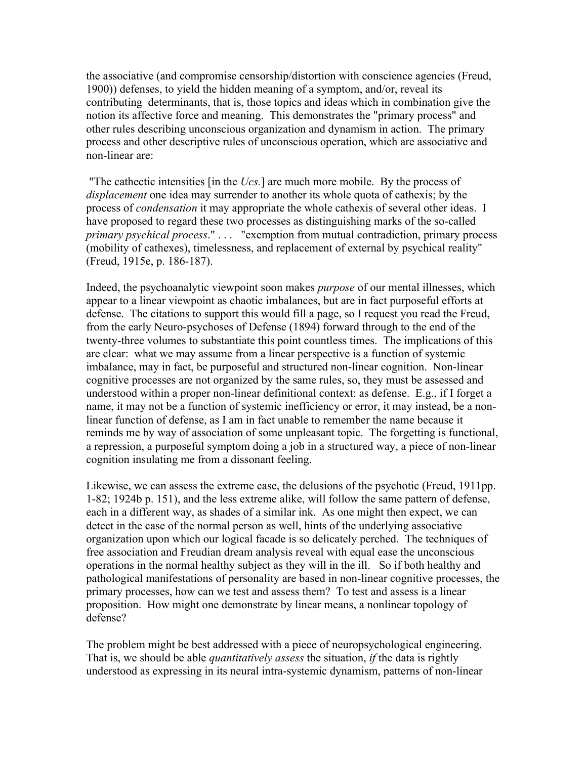the associative (and compromise censorship/distortion with conscience agencies (Freud, 1900)) defenses, to yield the hidden meaning of a symptom, and/or, reveal its contributing determinants, that is, those topics and ideas which in combination give the notion its affective force and meaning. This demonstrates the "primary process" and other rules describing unconscious organization and dynamism in action. The primary process and other descriptive rules of unconscious operation, which are associative and non-linear are:

"The cathectic intensities [in the *Ucs.*] are much more mobile. By the process of *displacement* one idea may surrender to another its whole quota of cathexis; by the process of *condensation* it may appropriate the whole cathexis of several other ideas. I have proposed to regard these two processes as distinguishing marks of the so-called *primary psychical process*." . . . "exemption from mutual contradiction, primary process (mobility of cathexes), timelessness, and replacement of external by psychical reality" (Freud, 1915e, p. 186-187).

Indeed, the psychoanalytic viewpoint soon makes *purpose* of our mental illnesses, which appear to a linear viewpoint as chaotic imbalances, but are in fact purposeful efforts at defense. The citations to support this would fill a page, so I request you read the Freud, from the early Neuro-psychoses of Defense (1894) forward through to the end of the twenty-three volumes to substantiate this point countless times. The implications of this are clear: what we may assume from a linear perspective is a function of systemic imbalance, may in fact, be purposeful and structured non-linear cognition. Non-linear cognitive processes are not organized by the same rules, so, they must be assessed and understood within a proper non-linear definitional context: as defense. E.g., if I forget a name, it may not be a function of systemic inefficiency or error, it may instead, be a non-linear function of defense, as I am in fact unable to remember the name because it reminds me by way of association of some unpleasant topic. The forgetting is functional, a repression, a purposeful symptom doing a job in a structured way, a piece of non-linear cognition insulating me from a dissonant feeling.

Likewise, we can assess the extreme case, the delusions of the psychotic (Freud, 1911pp. 1-82; 1924b p. 151), and the less extreme alike, will follow the same pattern of defense, each in a different way, as shades of a similar ink. As one might then expect, we can detect in the case of the normal person as well, hints of the underlying associative organization upon which our logical facade is so delicately perched. The techniques of free association and Freudian dream analysis reveal with equal ease the unconscious operations in the normal healthy subject as they will in the ill. So if both healthy and pathological manifestations of personality are based in non-linear cognitive processes, the primary processes, how can we test and assess them? To test and assess is a linear proposition. How might one demonstrate by linear means, a nonlinear topology of defense?

The problem might be best addressed with a piece of neuropsychological engineering. That is, we should be able *quantitatively assess* the situation, *if* the data is rightly understood as expressing in its neural intra-systemic dynamism, patterns of non-linear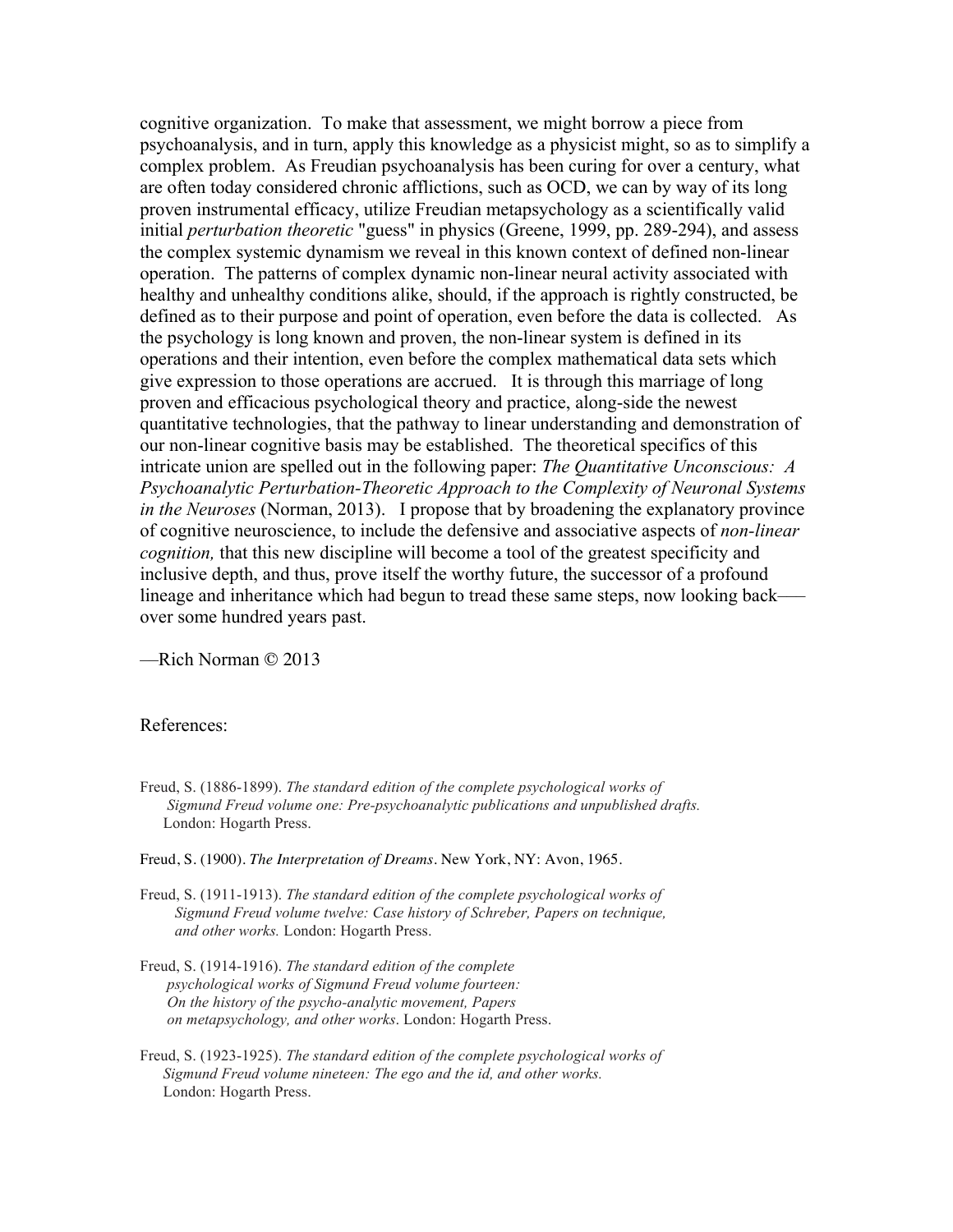cognitive organization. To make that assessment, we might borrow a piece from psychoanalysis, and in turn, apply this knowledge as a physicist might, so as to simplify a complex problem. As Freudian psychoanalysis has been curing for over a century, what are often today considered chronic afflictions, such as OCD, we can by way of its long proven instrumental efficacy, utilize Freudian metapsychology as a scientifically valid initial *perturbation theoretic* "guess" in physics (Greene, 1999, pp. 289-294), and assess the complex systemic dynamism we reveal in this known context of defined non-linear operation. The patterns of complex dynamic non-linear neural activity associated with healthy and unhealthy conditions alike, should, if the approach is rightly constructed, be defined as to their purpose and point of operation, even before the data is collected. As the psychology is long known and proven, the non-linear system is defined in its operations and their intention, even before the complex mathematical data sets which give expression to those operations are accrued. It is through this marriage of long proven and efficacious psychological theory and practice, along-side the newest quantitative technologies, that the pathway to linear understanding and demonstration of our non-linear cognitive basis may be established. The theoretical specifics of this intricate union are spelled out in the following paper: *The Quantitative Unconscious: A Psychoanalytic Perturbation-Theoretic Approach to the Complexity of Neuronal Systems in the Neuroses* (Norman, 2013). I propose that by broadening the explanatory province of cognitive neuroscience, to include the defensive and associative aspects of *non-linear cognition,* that this new discipline will become a tool of the greatest specificity and inclusive depth, and thus, prove itself the worthy future, the successor of a profound lineage and inheritance which had begun to tread these same steps, now looking back—over some hundred years past.

—Rich Norman © 2013

References:

Freud, S. (1886-1899). *The standard edition of the complete psychological works of Sigmund Freud volume one: Pre-psychoanalytic publications and unpublished drafts.* London: Hogarth Press.

Freud, S. (1900). *The Interpretation of Dreams*. New York, NY: Avon, 1965.

Freud, S. (1911-1913). *The standard edition of the complete psychological works of Sigmund Freud volume twelve: Case history of Schreber, Papers on technique, and other works.* London: Hogarth Press.

Freud, S. (1914-1916). *The standard edition of the complete psychological works of Sigmund Freud volume fourteen: On the history of the psycho-analytic movement, Papers on metapsychology, and other works*. London: Hogarth Press.

Freud, S. (1923-1925). *The standard edition of the complete psychological works of Sigmund Freud volume nineteen: The ego and the id, and other works.* London: Hogarth Press.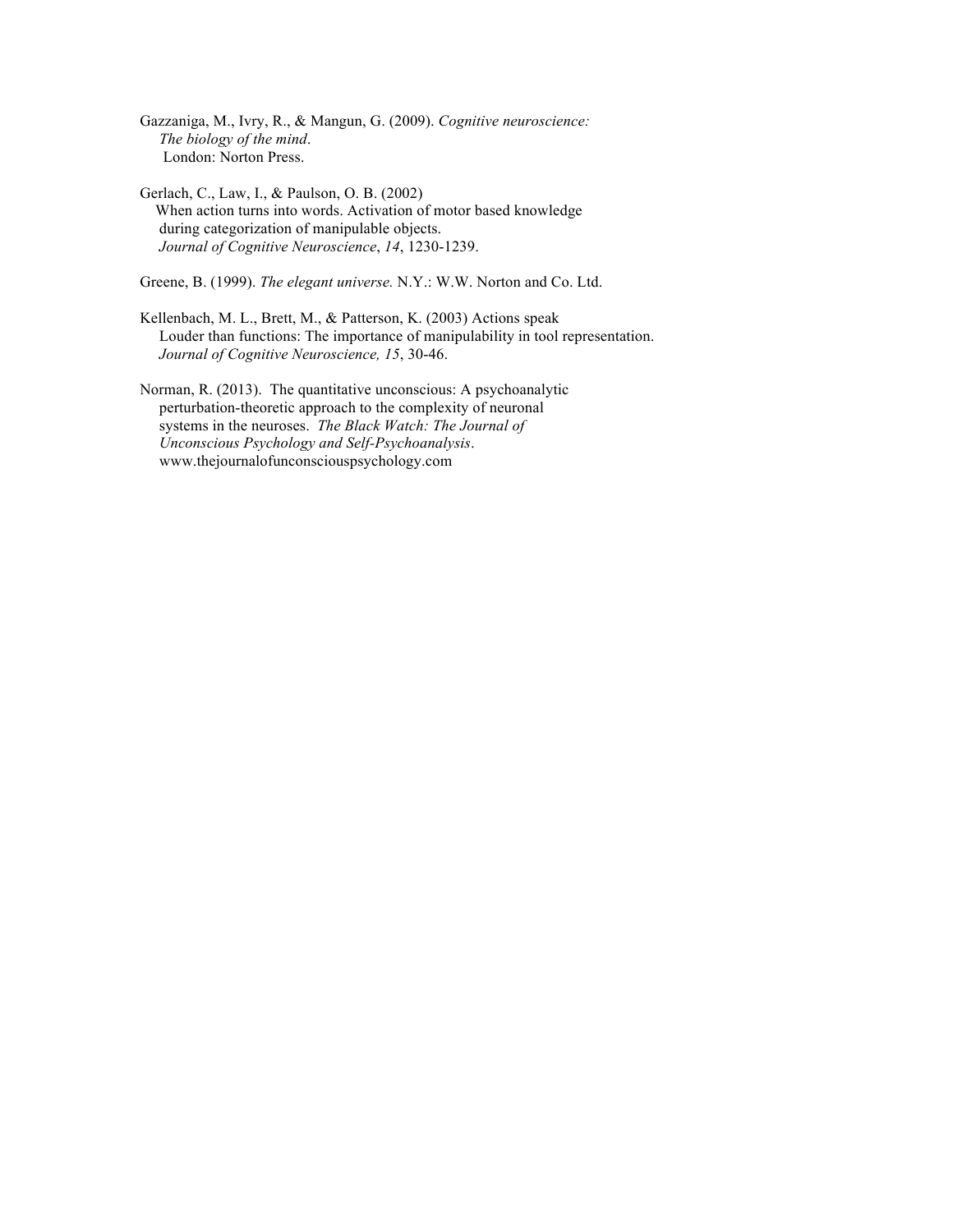Gazzaniga, M., Ivry, R., & Mangun, G. (2009). *Cognitive neuroscience: The biology of the mind*. London: Norton Press.

Gerlach, C., Law, I., & Paulson, O. B. (2002) When action turns into words. Activation of motor based knowledge during categorization of manipulable objects. *Journal of Cognitive Neuroscience*, *14*, 1230-1239.

Greene, B. (1999). *The elegant universe.* N.Y.: W.W. Norton and Co. Ltd.

Kellenbach, M. L., Brett, M., & Patterson, K. (2003) Actions speak Louder than functions: The importance of manipulability in tool representation. *Journal of Cognitive Neuroscience, 15*, 30-46.

Norman, R. (2013). The quantitative unconscious: A psychoanalytic perturbation-theoretic approach to the complexity of neuronal systems in the neuroses. *The Black Watch: The Journal of Unconscious Psychology and Self-Psychoanalysis*. www.thejournalofunconsciouspsychology.com